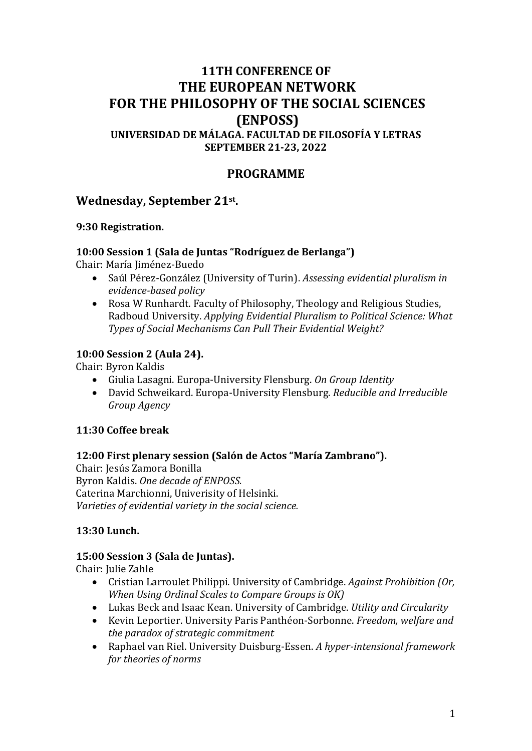# 11TH CONFERENCE OF
# THE EUROPEAN NETWORK
# FOR THE PHILOSOPHY OF THE SOCIAL SCIENCES
# (ENPOSS)

**UNIVERSIDAD DE MÁLAGA. FACULTAD DE FILOSOFÍA Y LETRAS**
**SEPTEMBER 21-23, 2022**

## PROGRAMME

## Wednesday, September 21st.

**9:30 Registration.**

**10:00 Session 1 (Sala de Juntas "Rodríguez de Berlanga")**

Chair: María Jiménez-Buedo

- Saúl Pérez-González (University of Turin). *Assessing evidential pluralism in evidence-based policy*
- Rosa W Runhardt. Faculty of Philosophy, Theology and Religious Studies, Radboud University. *Applying Evidential Pluralism to Political Science: What Types of Social Mechanisms Can Pull Their Evidential Weight?*

**10:00 Session 2 (Aula 24).**

Chair: Byron Kaldis

- Giulia Lasagni. Europa-University Flensburg. *On Group Identity*
- David Schweikard. Europa-University Flensburg. *Reducible and Irreducible Group Agency*

**11:30 Coffee break**

**12:00 First plenary session (Salón de Actos "María Zambrano").**

Chair: Jesús Zamora Bonilla
Byron Kaldis. *One decade of ENPOSS.*
Caterina Marchionni, Univerisity of Helsinki.
*Varieties of evidential variety in the social science.*

**13:30 Lunch.**

**15:00 Session 3 (Sala de Juntas).**

Chair: Julie Zahle

- Cristian Larroulet Philippi. University of Cambridge. *Against Prohibition (Or, When Using Ordinal Scales to Compare Groups is OK)*
- Lukas Beck and Isaac Kean. University of Cambridge. *Utility and Circularity*
- Kevin Leportier. University Paris Panthéon-Sorbonne. *Freedom, welfare and the paradox of strategic commitment*
- Raphael van Riel. University Duisburg-Essen. *A hyper-intensional framework for theories of norms*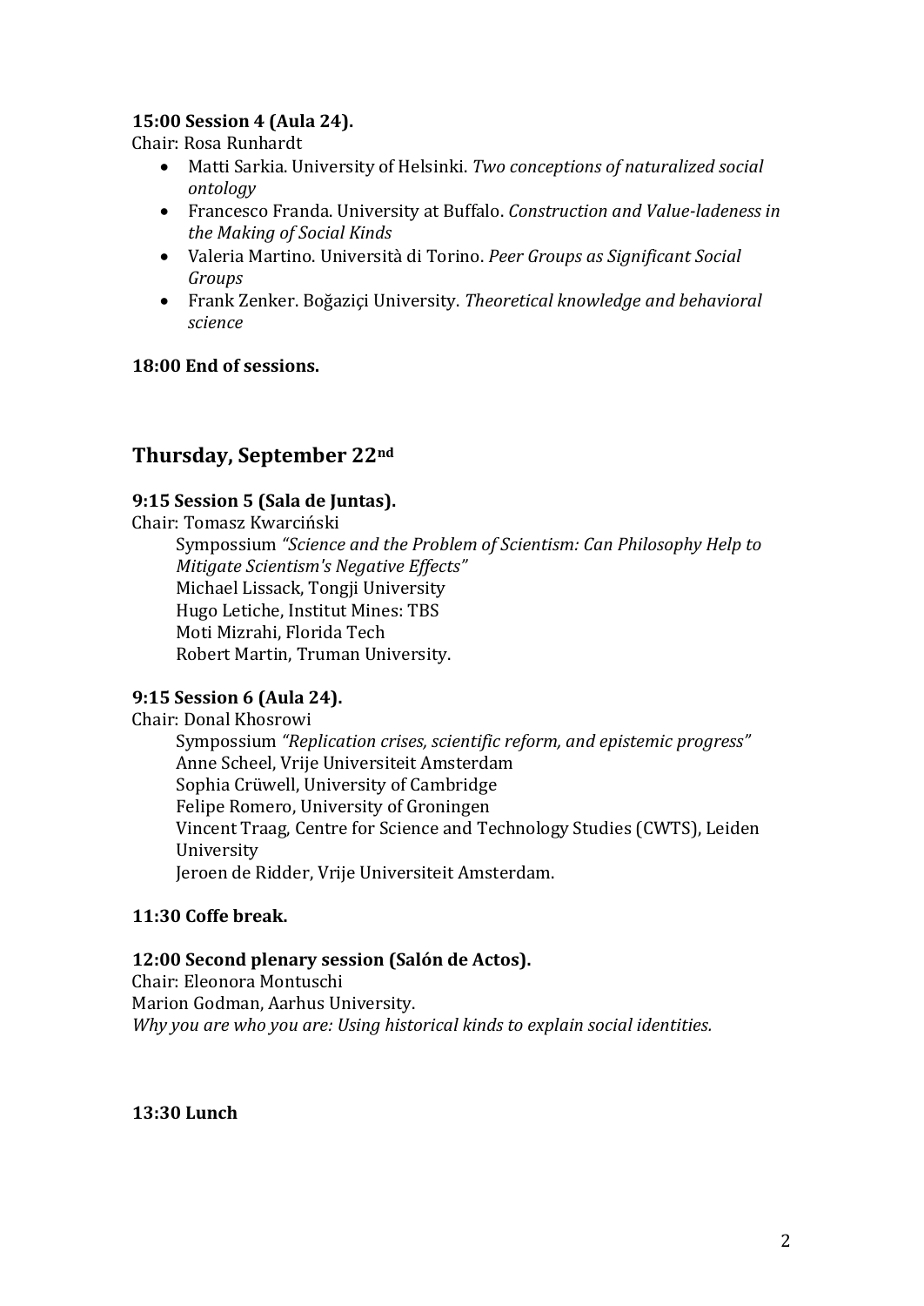**15:00 Session 4 (Aula 24).**

Chair: Rosa Runhardt

- Matti Sarkia. University of Helsinki. *Two conceptions of naturalized social ontology*
- Francesco Franda. University at Buffalo. *Construction and Value-ladeness in the Making of Social Kinds*
- Valeria Martino. Università di Torino. *Peer Groups as Significant Social Groups*
- Frank Zenker. Boğaziçi University. *Theoretical knowledge and behavioral science*

**18:00 End of sessions.**

## Thursday, September 22nd

**9:15 Session 5 (Sala de Juntas).**

Chair: Tomasz Kwarciński

Sympossium *"Science and the Problem of Scientism: Can Philosophy Help to Mitigate Scientism's Negative Effects"*
Michael Lissack, Tongji University
Hugo Letiche, Institut Mines: TBS
Moti Mizrahi, Florida Tech
Robert Martin, Truman University.

**9:15 Session 6 (Aula 24).**

Chair: Donal Khosrowi

Sympossium *"Replication crises, scientific reform, and epistemic progress"*
Anne Scheel, Vrije Universiteit Amsterdam
Sophia Crüwell, University of Cambridge
Felipe Romero, University of Groningen
Vincent Traag, Centre for Science and Technology Studies (CWTS), Leiden University
Jeroen de Ridder, Vrije Universiteit Amsterdam.

**11:30 Coffe break.**

**12:00 Second plenary session (Salón de Actos).**

Chair: Eleonora Montuschi
Marion Godman, Aarhus University.
*Why you are who you are: Using historical kinds to explain social identities.*

**13:30 Lunch**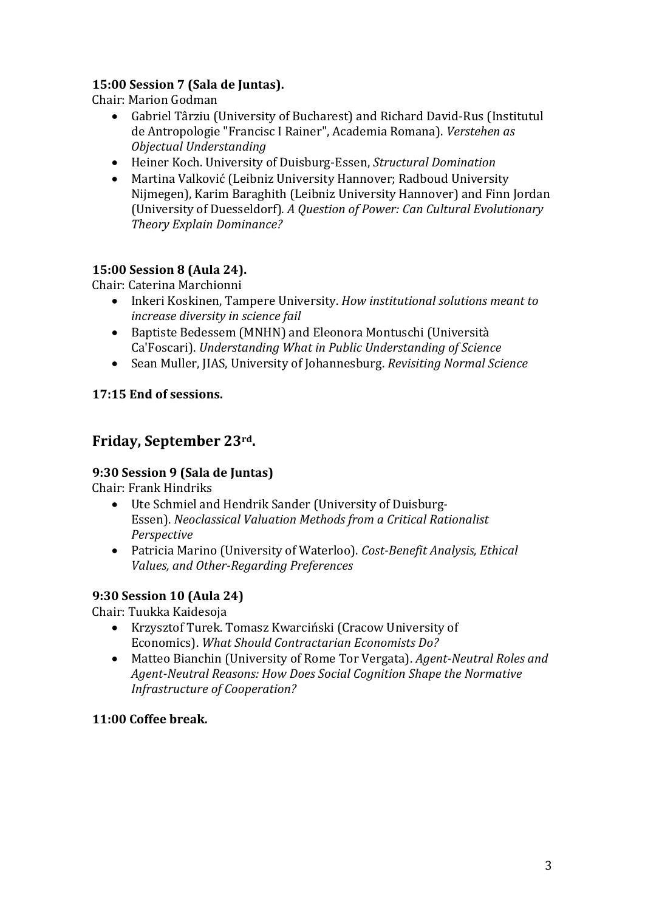**15:00 Session 7 (Sala de Juntas).**

Chair: Marion Godman

- Gabriel Târziu (University of Bucharest) and Richard David-Rus (Institutul de Antropologie "Francisc I Rainer", Academia Romana). *Verstehen as Objectual Understanding*
- Heiner Koch. University of Duisburg-Essen, *Structural Domination*
- Martina Valković (Leibniz University Hannover; Radboud University Nijmegen), Karim Baraghith (Leibniz University Hannover) and Finn Jordan (University of Duesseldorf). *A Question of Power: Can Cultural Evolutionary Theory Explain Dominance?*

**15:00 Session 8 (Aula 24).**

Chair: Caterina Marchionni

- Inkeri Koskinen, Tampere University. *How institutional solutions meant to increase diversity in science fail*
- Baptiste Bedessem (MNHN) and Eleonora Montuschi (Università Ca'Foscari). *Understanding What in Public Understanding of Science*
- Sean Muller, JIAS, University of Johannesburg. *Revisiting Normal Science*

**17:15 End of sessions.**

## Friday, September 23rd.

**9:30 Session 9 (Sala de Juntas)**

Chair: Frank Hindriks

- Ute Schmiel and Hendrik Sander (University of Duisburg-Essen). *Neoclassical Valuation Methods from a Critical Rationalist Perspective*
- Patricia Marino (University of Waterloo). *Cost-Benefit Analysis, Ethical Values, and Other-Regarding Preferences*

**9:30 Session 10 (Aula 24)**

Chair: Tuukka Kaidesoja

- Krzysztof Turek. Tomasz Kwarciński (Cracow University of Economics). *What Should Contractarian Economists Do?*
- Matteo Bianchin (University of Rome Tor Vergata). *Agent-Neutral Roles and Agent-Neutral Reasons: How Does Social Cognition Shape the Normative Infrastructure of Cooperation?*

**11:00 Coffee break.**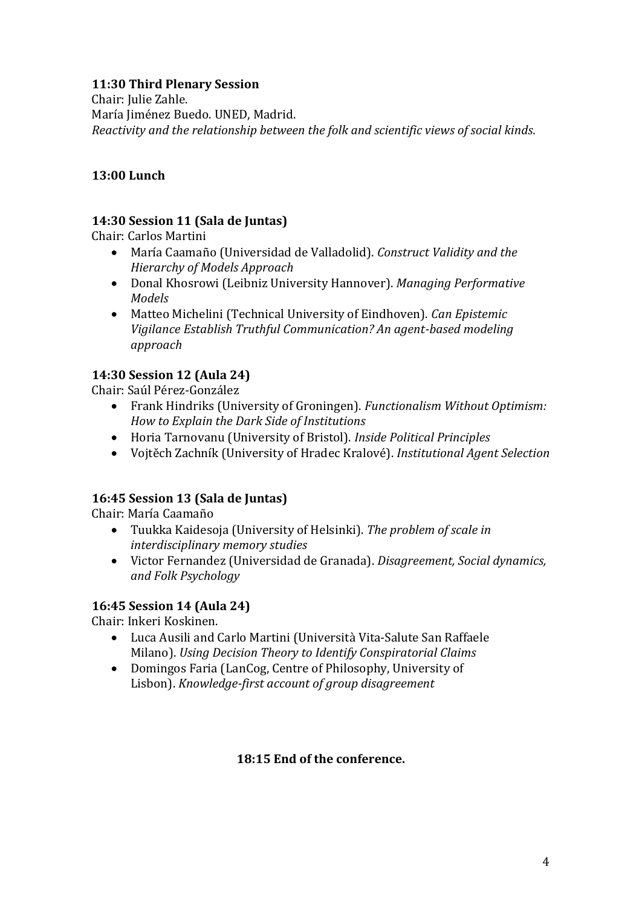**11:30 Third Plenary Session**

Chair: Julie Zahle.
María Jiménez Buedo. UNED, Madrid.
*Reactivity and the relationship between the folk and scientific views of social kinds.*

**13:00 Lunch**

**14:30 Session 11 (Sala de Juntas)**

Chair: Carlos Martini

- María Caamaño (Universidad de Valladolid). *Construct Validity and the Hierarchy of Models Approach*
- Donal Khosrowi (Leibniz University Hannover). *Managing Performative Models*
- Matteo Michelini (Technical University of Eindhoven). *Can Epistemic Vigilance Establish Truthful Communication? An agent-based modeling approach*

**14:30 Session 12 (Aula 24)**

Chair: Saúl Pérez-González

- Frank Hindriks (University of Groningen). *Functionalism Without Optimism: How to Explain the Dark Side of Institutions*
- Horia Tarnovanu (University of Bristol). *Inside Political Principles*
- Vojtěch Zachník (University of Hradec Kralové). *Institutional Agent Selection*

**16:45 Session 13 (Sala de Juntas)**

Chair: María Caamaño

- Tuukka Kaidesoja (University of Helsinki). *The problem of scale in interdisciplinary memory studies*
- Victor Fernandez (Universidad de Granada). *Disagreement, Social dynamics, and Folk Psychology*

**16:45 Session 14 (Aula 24)**

Chair: Inkeri Koskinen.

- Luca Ausili and Carlo Martini (Università Vita-Salute San Raffaele Milano). *Using Decision Theory to Identify Conspiratorial Claims*
- Domingos Faria (LanCog, Centre of Philosophy, University of Lisbon). *Knowledge-first account of group disagreement*

**18:15 End of the conference.**